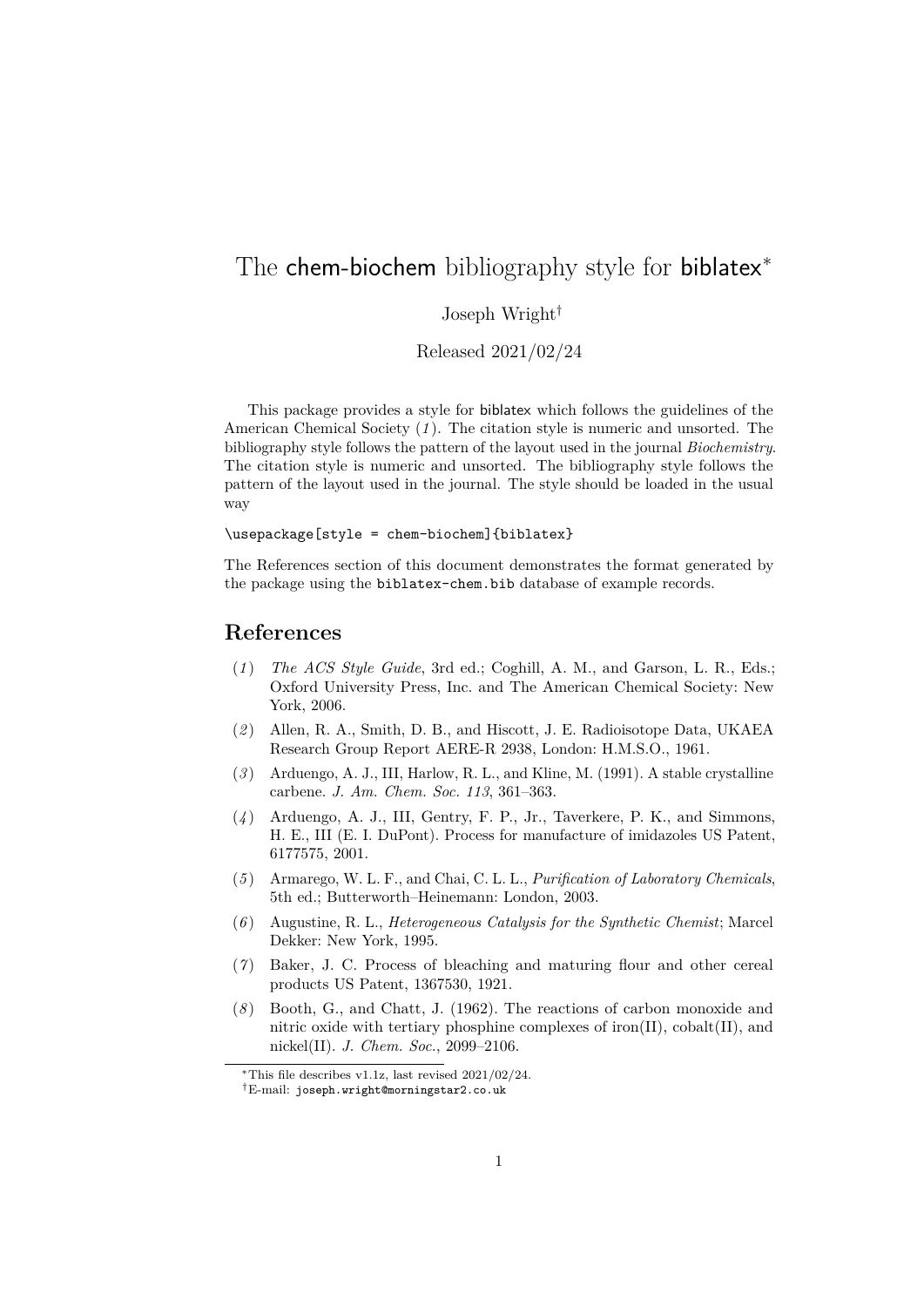# The chem-biochem bibliography style for biblatex[*]

Joseph Wright[†]

Released 2021/02/24

This package provides a style for biblatex which follows the guidelines of the American Chemical Society (*1*). The citation style is numeric and unsorted. The bibliography style follows the pattern of the layout used in the journal *Biochemistry*. The citation style is numeric and unsorted. The bibliography style follows the pattern of the layout used in the journal. The style should be loaded in the usual way

```
\usepackage[style = chem-biochem]{biblatex}
```

The References section of this document demonstrates the format generated by the package using the `biblatex-chem.bib` database of example records.

## References

(*1*) *The ACS Style Guide*, 3rd ed.; Coghill, A. M., and Garson, L. R., Eds.; Oxford University Press, Inc. and The American Chemical Society: New York, 2006.

(*2*) Allen, R. A., Smith, D. B., and Hiscott, J. E. Radioisotope Data, UKAEA Research Group Report AERE-R 2938, London: H.M.S.O., 1961.

(*3*) Arduengo, A. J., III, Harlow, R. L., and Kline, M. (1991). A stable crystalline carbene. *J. Am. Chem. Soc. 113*, 361–363.

(*4*) Arduengo, A. J., III, Gentry, F. P., Jr., Taverkere, P. K., and Simmons, H. E., III (E. I. DuPont). Process for manufacture of imidazoles US Patent, 6177575, 2001.

(*5*) Armarego, W. L. F., and Chai, C. L. L., *Purification of Laboratory Chemicals*, 5th ed.; Butterworth–Heinemann: London, 2003.

(*6*) Augustine, R. L., *Heterogeneous Catalysis for the Synthetic Chemist*; Marcel Dekker: New York, 1995.

(*7*) Baker, J. C. Process of bleaching and maturing flour and other cereal products US Patent, 1367530, 1921.

(*8*) Booth, G., and Chatt, J. (1962). The reactions of carbon monoxide and nitric oxide with tertiary phosphine complexes of iron(II), cobalt(II), and nickel(II). *J. Chem. Soc.*, 2099–2106.

[*]This file describes v1.1z, last revised 2021/02/24.

[†]E-mail: `joseph.wright@morningstar2.co.uk`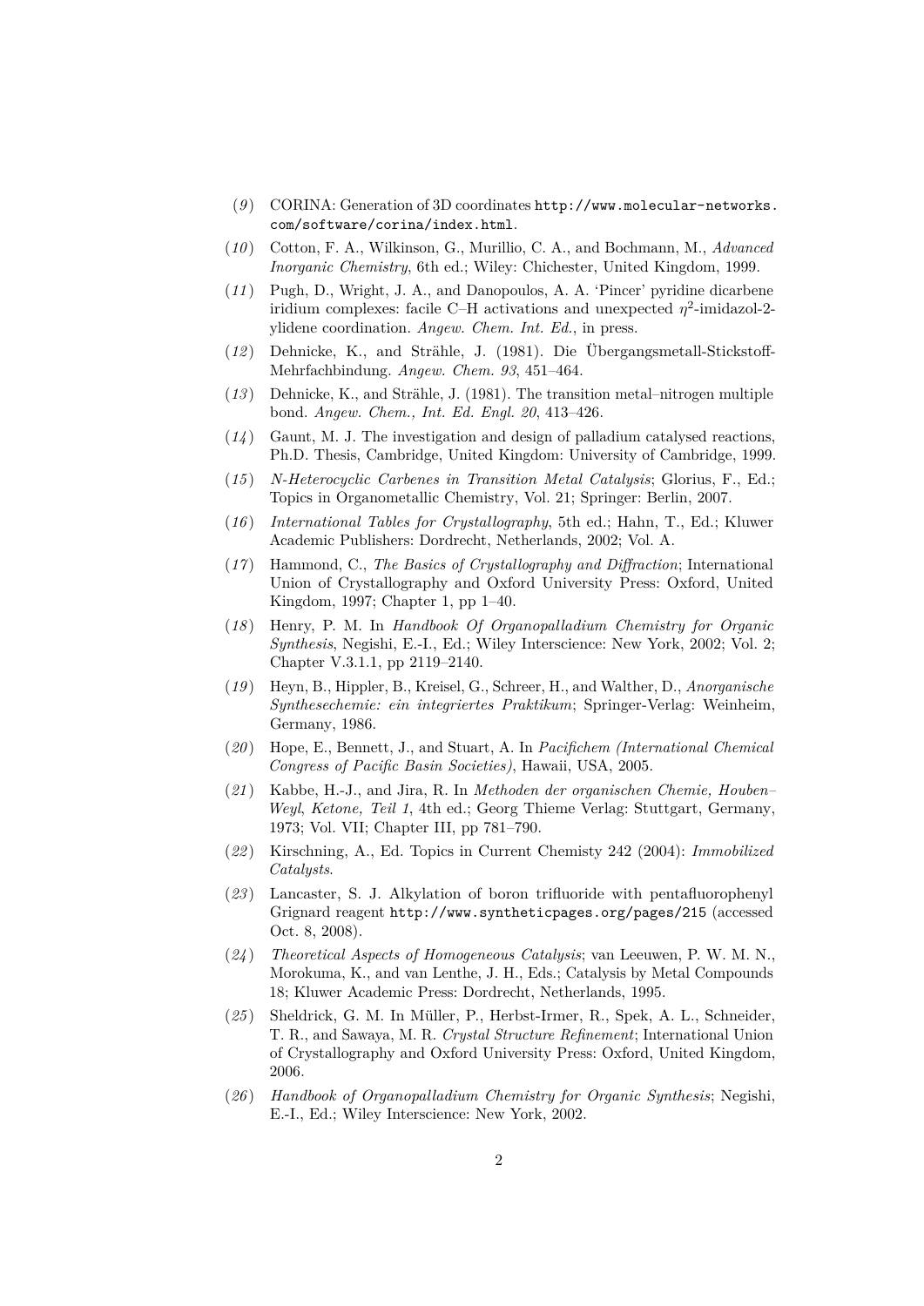(*9*) CORINA: Generation of 3D coordinates `http://www.molecular-networks.com/software/corina/index.html`.

(*10*) Cotton, F. A., Wilkinson, G., Murillio, C. A., and Bochmann, M., *Advanced Inorganic Chemistry*, 6th ed.; Wiley: Chichester, United Kingdom, 1999.

(*11*) Pugh, D., Wright, J. A., and Danopoulos, A. A. 'Pincer' pyridine dicarbene iridium complexes: facile C–H activations and unexpected $\eta^2$-imidazol-2-ylidene coordination. *Angew. Chem. Int. Ed.*, in press.

(*12*) Dehnicke, K., and Strähle, J. (1981). Die Übergangsmetall-Stickstoff-Mehrfachbindung. *Angew. Chem. 93*, 451–464.

(*13*) Dehnicke, K., and Strähle, J. (1981). The transition metal–nitrogen multiple bond. *Angew. Chem., Int. Ed. Engl. 20*, 413–426.

(*14*) Gaunt, M. J. The investigation and design of palladium catalysed reactions, Ph.D. Thesis, Cambridge, United Kingdom: University of Cambridge, 1999.

(*15*) *N-Heterocyclic Carbenes in Transition Metal Catalysis*; Glorius, F., Ed.; Topics in Organometallic Chemistry, Vol. 21; Springer: Berlin, 2007.

(*16*) *International Tables for Crystallography*, 5th ed.; Hahn, T., Ed.; Kluwer Academic Publishers: Dordrecht, Netherlands, 2002; Vol. A.

(*17*) Hammond, C., *The Basics of Crystallography and Diffraction*; International Union of Crystallography and Oxford University Press: Oxford, United Kingdom, 1997; Chapter 1, pp 1–40.

(*18*) Henry, P. M. In *Handbook Of Organopalladium Chemistry for Organic Synthesis*, Negishi, E.-I., Ed.; Wiley Interscience: New York, 2002; Vol. 2; Chapter V.3.1.1, pp 2119–2140.

(*19*) Heyn, B., Hippler, B., Kreisel, G., Schreer, H., and Walther, D., *Anorganische Synthesechemie: ein integriertes Praktikum*; Springer-Verlag: Weinheim, Germany, 1986.

(*20*) Hope, E., Bennett, J., and Stuart, A. In *Pacifichem (International Chemical Congress of Pacific Basin Societies)*, Hawaii, USA, 2005.

(*21*) Kabbe, H.-J., and Jira, R. In *Methoden der organischen Chemie, Houben–Weyl*, *Ketone, Teil 1*, 4th ed.; Georg Thieme Verlag: Stuttgart, Germany, 1973; Vol. VII; Chapter III, pp 781–790.

(*22*) Kirschning, A., Ed. Topics in Current Chemisty 242 (2004): *Immobilized Catalysts*.

(*23*) Lancaster, S. J. Alkylation of boron trifluoride with pentafluorophenyl Grignard reagent `http://www.syntheticpages.org/pages/215` (accessed Oct. 8, 2008).

(*24*) *Theoretical Aspects of Homogeneous Catalysis*; van Leeuwen, P. W. M. N., Morokuma, K., and van Lenthe, J. H., Eds.; Catalysis by Metal Compounds 18; Kluwer Academic Press: Dordrecht, Netherlands, 1995.

(*25*) Sheldrick, G. M. In Müller, P., Herbst-Irmer, R., Spek, A. L., Schneider, T. R., and Sawaya, M. R. *Crystal Structure Refinement*; International Union of Crystallography and Oxford University Press: Oxford, United Kingdom, 2006.

(*26*) *Handbook of Organopalladium Chemistry for Organic Synthesis*; Negishi, E.-I., Ed.; Wiley Interscience: New York, 2002.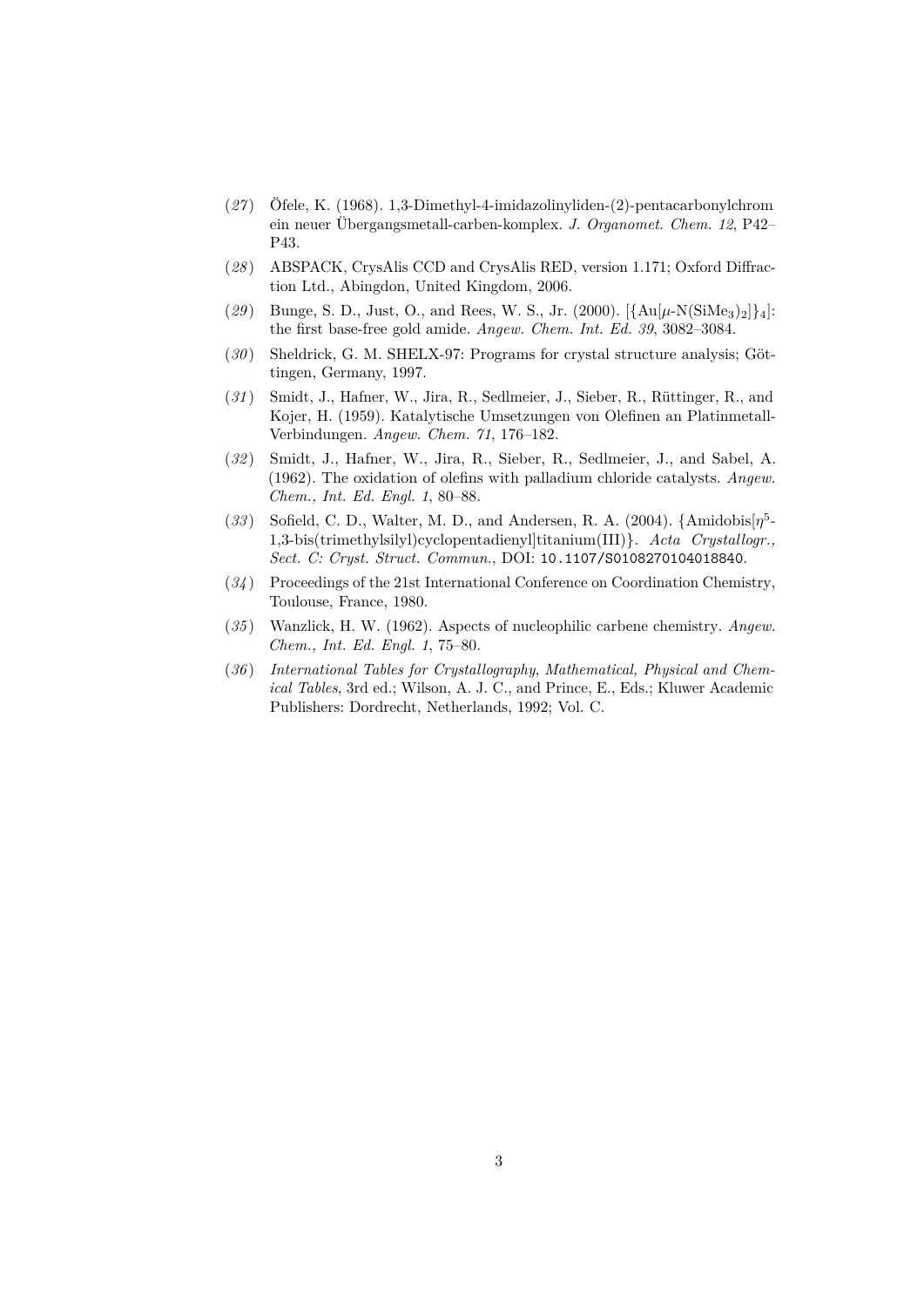(*27*) Öfele, K. (1968). 1,3-Dimethyl-4-imidazolinyliden-(2)-pentacarbonylchrom ein neuer Übergangsmetall-carben-komplex. *J. Organomet. Chem. 12*, P42–P43.

(*28*) ABSPACK, CrysAlis CCD and CrysAlis RED, version 1.171; Oxford Diffraction Ltd., Abingdon, United Kingdom, 2006.

(*29*) Bunge, S. D., Just, O., and Rees, W. S., Jr. (2000). [{Au[$\mu$-N(SiMe$_3$)$_2$]}$_4$]: the first base-free gold amide. *Angew. Chem. Int. Ed. 39*, 3082–3084.

(*30*) Sheldrick, G. M. SHELX-97: Programs for crystal structure analysis; Göttingen, Germany, 1997.

(*31*) Smidt, J., Hafner, W., Jira, R., Sedlmeier, J., Sieber, R., Rüttinger, R., and Kojer, H. (1959). Katalytische Umsetzungen von Olefinen an Platinmetall-Verbindungen. *Angew. Chem. 71*, 176–182.

(*32*) Smidt, J., Hafner, W., Jira, R., Sieber, R., Sedlmeier, J., and Sabel, A. (1962). The oxidation of olefins with palladium chloride catalysts. *Angew. Chem., Int. Ed. Engl. 1*, 80–88.

(*33*) Sofield, C. D., Walter, M. D., and Andersen, R. A. (2004). {Amidobis[$\eta^5$-1,3-bis(trimethylsilyl)cyclopentadienyl]titanium(III)}. *Acta Crystallogr., Sect. C: Cryst. Struct. Commun.*, DOI: `10.1107/S0108270104018840`.

(*34*) Proceedings of the 21st International Conference on Coordination Chemistry, Toulouse, France, 1980.

(*35*) Wanzlick, H. W. (1962). Aspects of nucleophilic carbene chemistry. *Angew. Chem., Int. Ed. Engl. 1*, 75–80.

(*36*) *International Tables for Crystallography, Mathematical, Physical and Chemical Tables*, 3rd ed.; Wilson, A. J. C., and Prince, E., Eds.; Kluwer Academic Publishers: Dordrecht, Netherlands, 1992; Vol. C.